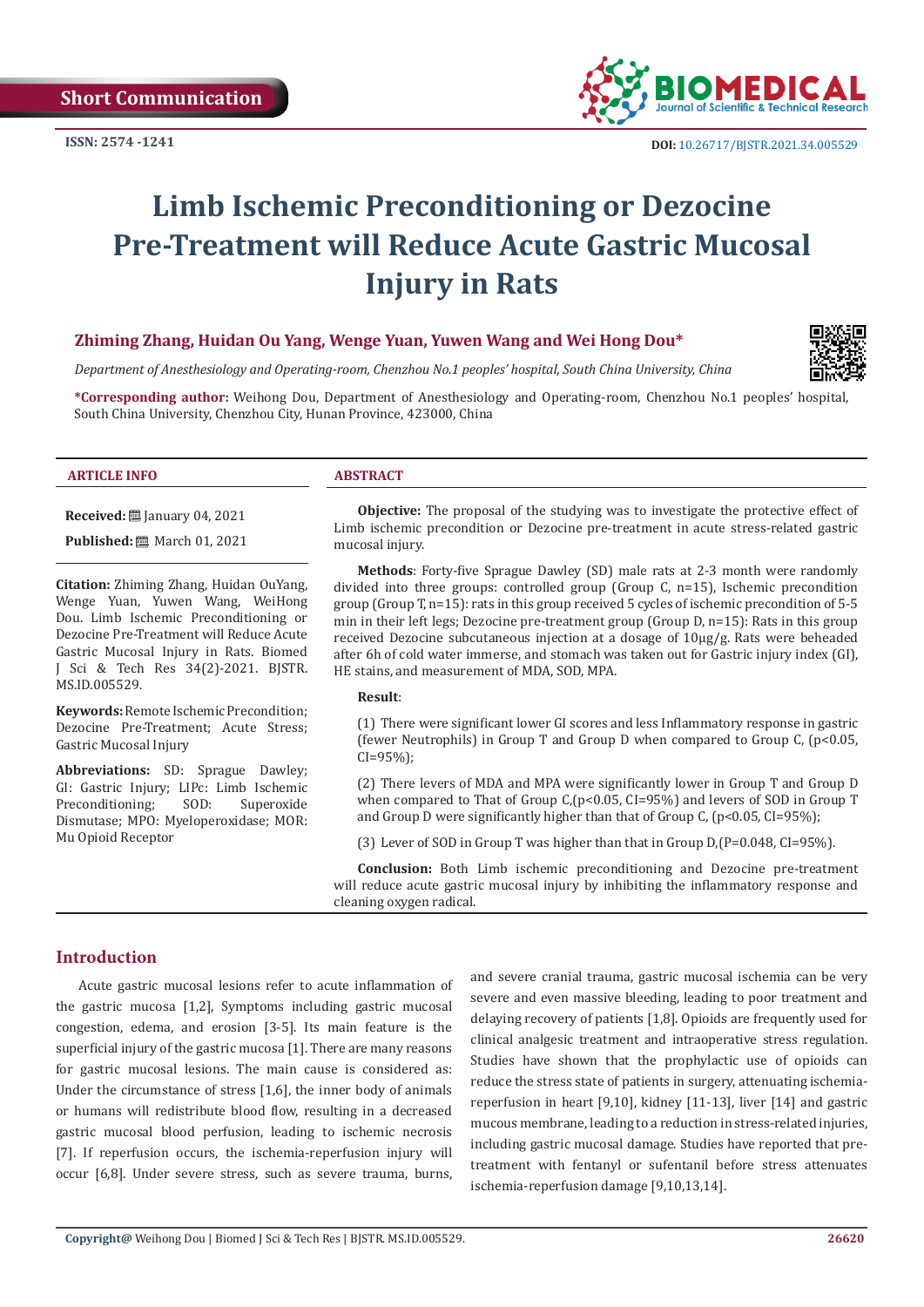Short Communication

ISSN: 2574 -1241

DOI: 10.26717/BJSTR.2021.34.005529

# Limb Ischemic Preconditioning or Dezocine Pre-Treatment will Reduce Acute Gastric Mucosal Injury in Rats

**Zhiming Zhang, Huidan Ou Yang, Wenge Yuan, Yuwen Wang and Wei Hong Dou***

*Department of Anesthesiology and Operating-room, Chenzhou No.1 peoples' hospital, South China University, China*

**\*Corresponding author:** Weihong Dou, Department of Anesthesiology and Operating-room, Chenzhou No.1 peoples' hospital, South China University, Chenzhou City, Hunan Province, 423000, China

**ARTICLE INFO**

**Received:** January 04, 2021

**Published:** March 01, 2021

**Citation:** Zhiming Zhang, Huidan OuYang, Wenge Yuan, Yuwen Wang, WeiHong Dou. Limb Ischemic Preconditioning or Dezocine Pre-Treatment will Reduce Acute Gastric Mucosal Injury in Rats. Biomed J Sci & Tech Res 34(2)-2021. BJSTR. MS.ID.005529.

**Keywords:** Remote Ischemic Precondition; Dezocine Pre-Treatment; Acute Stress; Gastric Mucosal Injury

**Abbreviations:** SD: Sprague Dawley; GI: Gastric Injury; LIPc: Limb Ischemic Preconditioning; SOD: Superoxide Dismutase; MPO: Myeloperoxidase; MOR: Mu Opioid Receptor

**ABSTRACT**

**Objective:** The proposal of the studying was to investigate the protective effect of Limb ischemic precondition or Dezocine pre-treatment in acute stress-related gastric mucosal injury.

**Methods**: Forty-five Sprague Dawley (SD) male rats at 2-3 month were randomly divided into three groups: controlled group (Group C, n=15), Ischemic precondition group (Group T, n=15): rats in this group received 5 cycles of ischemic precondition of 5-5 min in their left legs; Dezocine pre-treatment group (Group D, n=15): Rats in this group received Dezocine subcutaneous injection at a dosage of 10μg/g. Rats were beheaded after 6h of cold water immerse, and stomach was taken out for Gastric injury index (GI), HE stains, and measurement of MDA, SOD, MPA.

**Result**:

(1) There were significant lower GI scores and less Inflammatory response in gastric (fewer Neutrophils) in Group T and Group D when compared to Group C, ($p<0.05$, CI=95%);

(2) There levers of MDA and MPA were significantly lower in Group T and Group D when compared to That of Group C,($p<0.05$, CI=95%) and levers of SOD in Group T and Group D were significantly higher than that of Group C, ($p<0.05$, CI=95%);

(3) Lever of SOD in Group T was higher than that in Group D,($P=0.048$, CI=95%).

**Conclusion:** Both Limb ischemic preconditioning and Dezocine pre-treatment will reduce acute gastric mucosal injury by inhibiting the inflammatory response and cleaning oxygen radical.

## Introduction

Acute gastric mucosal lesions refer to acute inflammation of the gastric mucosa [1,2], Symptoms including gastric mucosal congestion, edema, and erosion [3-5]. Its main feature is the superficial injury of the gastric mucosa [1]. There are many reasons for gastric mucosal lesions. The main cause is considered as: Under the circumstance of stress [1,6], the inner body of animals or humans will redistribute blood flow, resulting in a decreased gastric mucosal blood perfusion, leading to ischemic necrosis [7]. If reperfusion occurs, the ischemia-reperfusion injury will occur [6,8]. Under severe stress, such as severe trauma, burns, and severe cranial trauma, gastric mucosal ischemia can be very severe and even massive bleeding, leading to poor treatment and delaying recovery of patients [1,8]. Opioids are frequently used for clinical analgesic treatment and intraoperative stress regulation. Studies have shown that the prophylactic use of opioids can reduce the stress state of patients in surgery, attenuating ischemia-reperfusion in heart [9,10], kidney [11-13], liver [14] and gastric mucous membrane, leading to a reduction in stress-related injuries, including gastric mucosal damage. Studies have reported that pre-treatment with fentanyl or sufentanil before stress attenuates ischemia-reperfusion damage [9,10,13,14].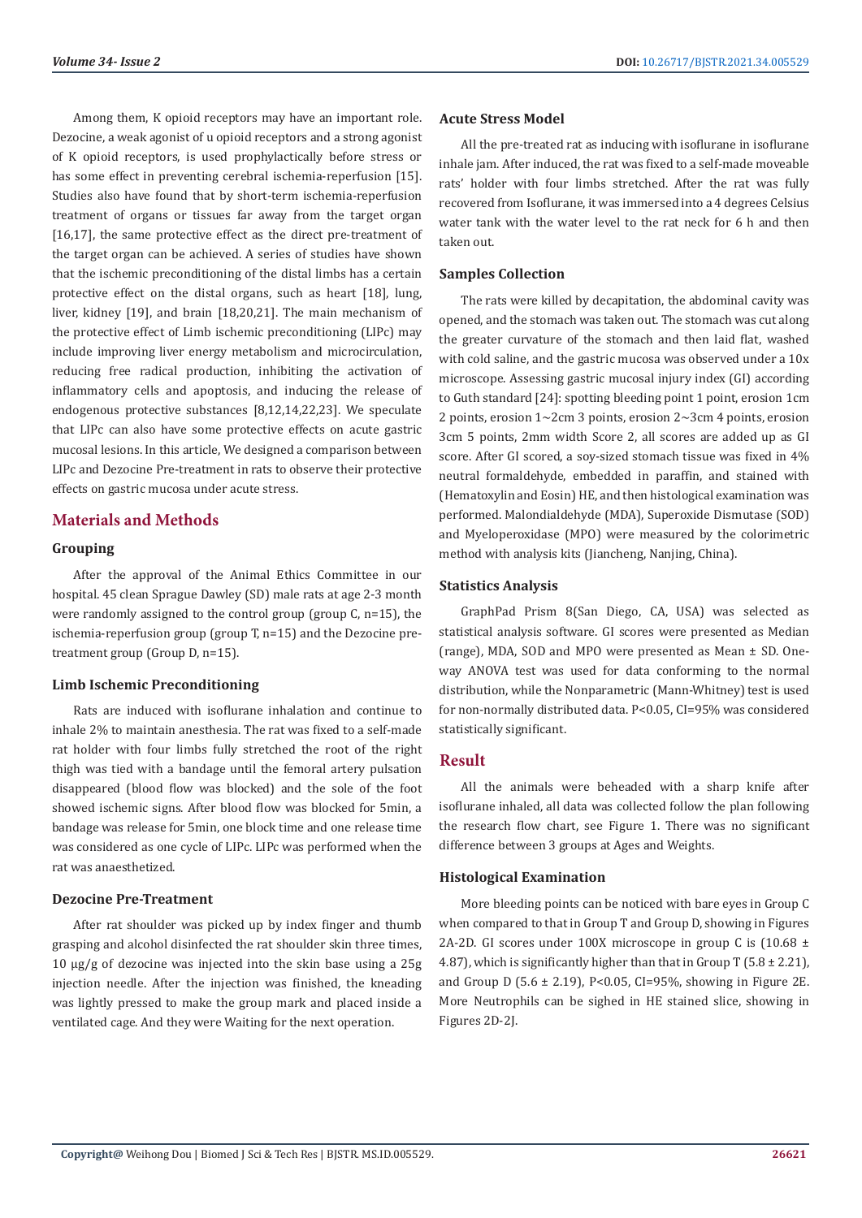Among them, K opioid receptors may have an important role. Dezocine, a weak agonist of u opioid receptors and a strong agonist of K opioid receptors, is used prophylactically before stress or has some effect in preventing cerebral ischemia-reperfusion [15]. Studies also have found that by short-term ischemia-reperfusion treatment of organs or tissues far away from the target organ [16,17], the same protective effect as the direct pre-treatment of the target organ can be achieved. A series of studies have shown that the ischemic preconditioning of the distal limbs has a certain protective effect on the distal organs, such as heart [18], lung, liver, kidney [19], and brain [18,20,21]. The main mechanism of the protective effect of Limb ischemic preconditioning (LIPc) may include improving liver energy metabolism and microcirculation, reducing free radical production, inhibiting the activation of inflammatory cells and apoptosis, and inducing the release of endogenous protective substances [8,12,14,22,23]. We speculate that LIPc can also have some protective effects on acute gastric mucosal lesions. In this article, We designed a comparison between LIPc and Dezocine Pre-treatment in rats to observe their protective effects on gastric mucosa under acute stress.

## Materials and Methods

### Grouping

After the approval of the Animal Ethics Committee in our hospital. 45 clean Sprague Dawley (SD) male rats at age 2-3 month were randomly assigned to the control group (group C, n=15), the ischemia-reperfusion group (group T, n=15) and the Dezocine pre-treatment group (Group D, n=15).

### Limb Ischemic Preconditioning

Rats are induced with isoflurane inhalation and continue to inhale 2% to maintain anesthesia. The rat was fixed to a self-made rat holder with four limbs fully stretched the root of the right thigh was tied with a bandage until the femoral artery pulsation disappeared (blood flow was blocked) and the sole of the foot showed ischemic signs. After blood flow was blocked for 5min, a bandage was release for 5min, one block time and one release time was considered as one cycle of LIPc. LIPc was performed when the rat was anaesthetized.

### Dezocine Pre-Treatment

After rat shoulder was picked up by index finger and thumb grasping and alcohol disinfected the rat shoulder skin three times, 10 µg/g of dezocine was injected into the skin base using a 25g injection needle. After the injection was finished, the kneading was lightly pressed to make the group mark and placed inside a ventilated cage. And they were Waiting for the next operation.

### Acute Stress Model

All the pre-treated rat as inducing with isoflurane in isoflurane inhale jam. After induced, the rat was fixed to a self-made moveable rats' holder with four limbs stretched. After the rat was fully recovered from Isoflurane, it was immersed into a 4 degrees Celsius water tank with the water level to the rat neck for 6 h and then taken out.

### Samples Collection

The rats were killed by decapitation, the abdominal cavity was opened, and the stomach was taken out. The stomach was cut along the greater curvature of the stomach and then laid flat, washed with cold saline, and the gastric mucosa was observed under a 10x microscope. Assessing gastric mucosal injury index (GI) according to Guth standard [24]: spotting bleeding point 1 point, erosion 1cm 2 points, erosion 1~2cm 3 points, erosion 2~3cm 4 points, erosion 3cm 5 points, 2mm width Score 2, all scores are added up as GI score. After GI scored, a soy-sized stomach tissue was fixed in 4% neutral formaldehyde, embedded in paraffin, and stained with (Hematoxylin and Eosin) HE, and then histological examination was performed. Malondialdehyde (MDA), Superoxide Dismutase (SOD) and Myeloperoxidase (MPO) were measured by the colorimetric method with analysis kits (Jiancheng, Nanjing, China).

### Statistics Analysis

GraphPad Prism 8(San Diego, CA, USA) was selected as statistical analysis software. GI scores were presented as Median (range), MDA, SOD and MPO were presented as Mean ± SD. One-way ANOVA test was used for data conforming to the normal distribution, while the Nonparametric (Mann-Whitney) test is used for non-normally distributed data. $P<0.05$, CI=95% was considered statistically significant.

## Result

All the animals were beheaded with a sharp knife after isoflurane inhaled, all data was collected follow the plan following the research flow chart, see Figure 1. There was no significant difference between 3 groups at Ages and Weights.

### Histological Examination

More bleeding points can be noticed with bare eyes in Group C when compared to that in Group T and Group D, showing in Figures 2A-2D. GI scores under 100X microscope in group C is (10.68 ± 4.87), which is significantly higher than that in Group T (5.8 ± 2.21), and Group D (5.6 ± 2.19), $P<0.05$, CI=95%, showing in Figure 2E. More Neutrophils can be sighed in HE stained slice, showing in Figures 2D-2J.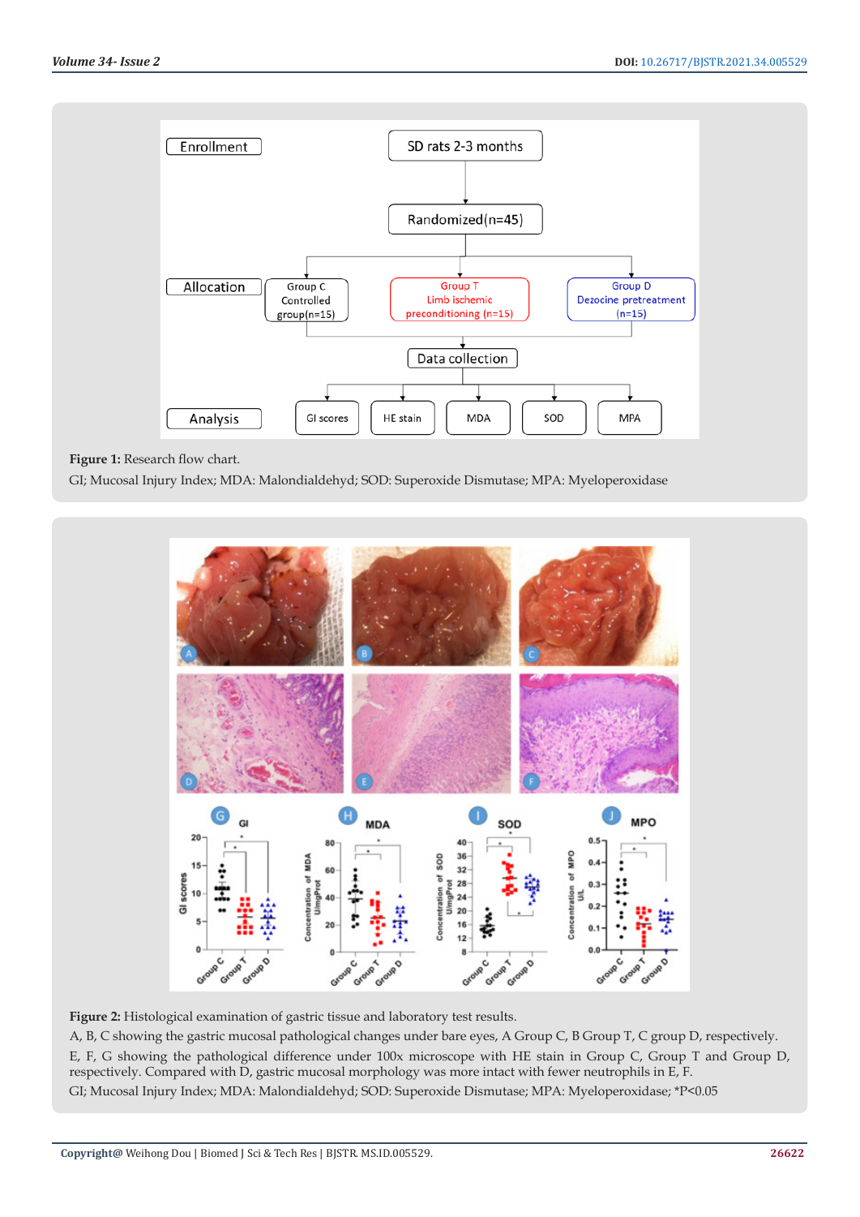Enrollment

SD rats 2-3 months

Randomized(n=45)

Allocation

Group C
Controlled
group(n=15)

Group T
Limb ischemic
preconditioning (n=15)

Group D
Dezocine pretreatment
(n=15)

Data collection

Analysis

GI scores

HE stain

MDA

SOD

MPA

**Figure 1:** Research flow chart.

GI; Mucosal Injury Index; MDA: Malondialdehyd; SOD: Superoxide Dismutase; MPA: Myeloperoxidase

**Figure 2:** Histological examination of gastric tissue and laboratory test results.

A, B, C showing the gastric mucosal pathological changes under bare eyes, A Group C, B Group T, C group D, respectively.

E, F, G showing the pathological difference under 100x microscope with HE stain in Group C, Group T and Group D, respectively. Compared with D, gastric mucosal morphology was more intact with fewer neutrophils in E, F.

GI; Mucosal Injury Index; MDA: Malondialdehyd; SOD: Superoxide Dismutase; MPA: Myeloperoxidase; *P<0.05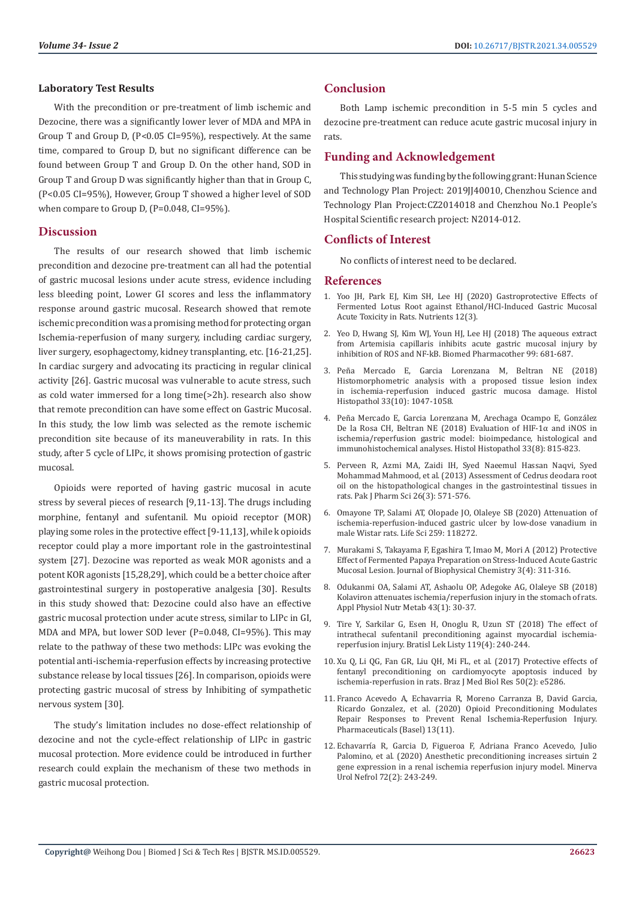**Laboratory Test Results**

With the precondition or pre-treatment of limb ischemic and Dezocine, there was a significantly lower lever of MDA and MPA in Group T and Group D, (P<0.05 CI=95%), respectively. At the same time, compared to Group D, but no significant difference can be found between Group T and Group D. On the other hand, SOD in Group T and Group D was significantly higher than that in Group C, (P<0.05 CI=95%), However, Group T showed a higher level of SOD when compare to Group D, (P=0.048, CI=95%).

## Discussion

The results of our research showed that limb ischemic precondition and dezocine pre-treatment can all had the potential of gastric mucosal lesions under acute stress, evidence including less bleeding point, Lower GI scores and less the inflammatory response around gastric mucosal. Research showed that remote ischemic precondition was a promising method for protecting organ Ischemia-reperfusion of many surgery, including cardiac surgery, liver surgery, esophagectomy, kidney transplanting, etc. [16-21,25]. In cardiac surgery and advocating its practicing in regular clinical activity [26]. Gastric mucosal was vulnerable to acute stress, such as cold water immersed for a long time(>2h). research also show that remote precondition can have some effect on Gastric Mucosal. In this study, the low limb was selected as the remote ischemic precondition site because of its maneuverability in rats. In this study, after 5 cycle of LIPc, it shows promising protection of gastric mucosal.

Opioids were reported of having gastric mucosal in acute stress by several pieces of research [9,11-13]. The drugs including morphine, fentanyl and sufentanil. Mu opioid receptor (MOR) playing some roles in the protective effect [9-11,13], while k opioids receptor could play a more important role in the gastrointestinal system [27]. Dezocine was reported as weak MOR agonists and a potent KOR agonists [15,28,29], which could be a better choice after gastrointestinal surgery in postoperative analgesia [30]. Results in this study showed that: Dezocine could also have an effective gastric mucosal protection under acute stress, similar to LIPc in GI, MDA and MPA, but lower SOD lever (P=0.048, CI=95%). This may relate to the pathway of these two methods: LIPc was evoking the potential anti-ischemia-reperfusion effects by increasing protective substance release by local tissues [26]. In comparison, opioids were protecting gastric mucosal of stress by Inhibiting of sympathetic nervous system [30].

The study's limitation includes no dose-effect relationship of dezocine and not the cycle-effect relationship of LIPc in gastric mucosal protection. More evidence could be introduced in further research could explain the mechanism of these two methods in gastric mucosal protection.

## Conclusion

Both Lamp ischemic precondition in 5-5 min 5 cycles and dezocine pre-treatment can reduce acute gastric mucosal injury in rats.

## Funding and Acknowledgement

This studying was funding by the following grant: Hunan Science and Technology Plan Project: 2019JJ40010, Chenzhou Science and Technology Plan Project:CZ2014018 and Chenzhou No.1 People's Hospital Scientific research project: N2014-012.

## Conflicts of Interest

No conflicts of interest need to be declared.

## References

1. Yoo JH, Park EJ, Kim SH, Lee HJ (2020) Gastroprotective Effects of Fermented Lotus Root against Ethanol/HCl-Induced Gastric Mucosal Acute Toxicity in Rats. Nutrients 12(3).
2. Yeo D, Hwang SJ, Kim WJ, Youn HJ, Lee HJ (2018) The aqueous extract from Artemisia capillaris inhibits acute gastric mucosal injury by inhibition of ROS and NF-kB. Biomed Pharmacother 99: 681-687.
3. Peña Mercado E, Garcia Lorenzana M, Beltran NE (2018) Histomorphometric analysis with a proposed tissue lesion index in ischemia-reperfusion induced gastric mucosa damage. Histol Histopathol 33(10): 1047-1058.
4. Peña Mercado E, Garcia Lorenzana M, Arechaga Ocampo E, González De la Rosa CH, Beltran NE (2018) Evaluation of HIF-1α and iNOS in ischemia/reperfusion gastric model: bioimpedance, histological and immunohistochemical analyses. Histol Histopathol 33(8): 815-823.
5. Perveen R, Azmi MA, Zaidi IH, Syed Naeemul Hassan Naqvi, Syed Mohammad Mahmood, et al. (2013) Assessment of Cedrus deodara root oil on the histopathological changes in the gastrointestinal tissues in rats. Pak J Pharm Sci 26(3): 571-576.
6. Omayone TP, Salami AT, Olopade JO, Olaleye SB (2020) Attenuation of ischemia-reperfusion-induced gastric ulcer by low-dose vanadium in male Wistar rats. Life Sci 259: 118272.
7. Murakami S, Takayama F, Egashira T, Imao M, Mori A (2012) Protective Effect of Fermented Papaya Preparation on Stress-Induced Acute Gastric Mucosal Lesion. Journal of Biophysical Chemistry 3(4): 311-316.
8. Odukanmi OA, Salami AT, Ashaolu OP, Adegoke AG, Olaleye SB (2018) Kolaviron attenuates ischemia/reperfusion injury in the stomach of rats. Appl Physiol Nutr Metab 43(1): 30-37.
9. Tire Y, Sarkilar G, Esen H, Onoglu R, Uzun ST (2018) The effect of intrathecal sufentanil preconditioning against myocardial ischemia-reperfusion injury. Bratisl Lek Listy 119(4): 240-244.
10. Xu Q, Li QG, Fan GR, Liu QH, Mi FL, et al. (2017) Protective effects of fentanyl preconditioning on cardiomyocyte apoptosis induced by ischemia-reperfusion in rats. Braz J Med Biol Res 50(2): e5286.
11. Franco Acevedo A, Echavarria R, Moreno Carranza B, David Garcia, Ricardo Gonzalez, et al. (2020) Opioid Preconditioning Modulates Repair Responses to Prevent Renal Ischemia-Reperfusion Injury. Pharmaceuticals (Basel) 13(11).
12. Echavarría R, Garcia D, Figueroa F, Adriana Franco Acevedo, Julio Palomino, et al. (2020) Anesthetic preconditioning increases sirtuin 2 gene expression in a renal ischemia reperfusion injury model. Minerva Urol Nefrol 72(2): 243-249.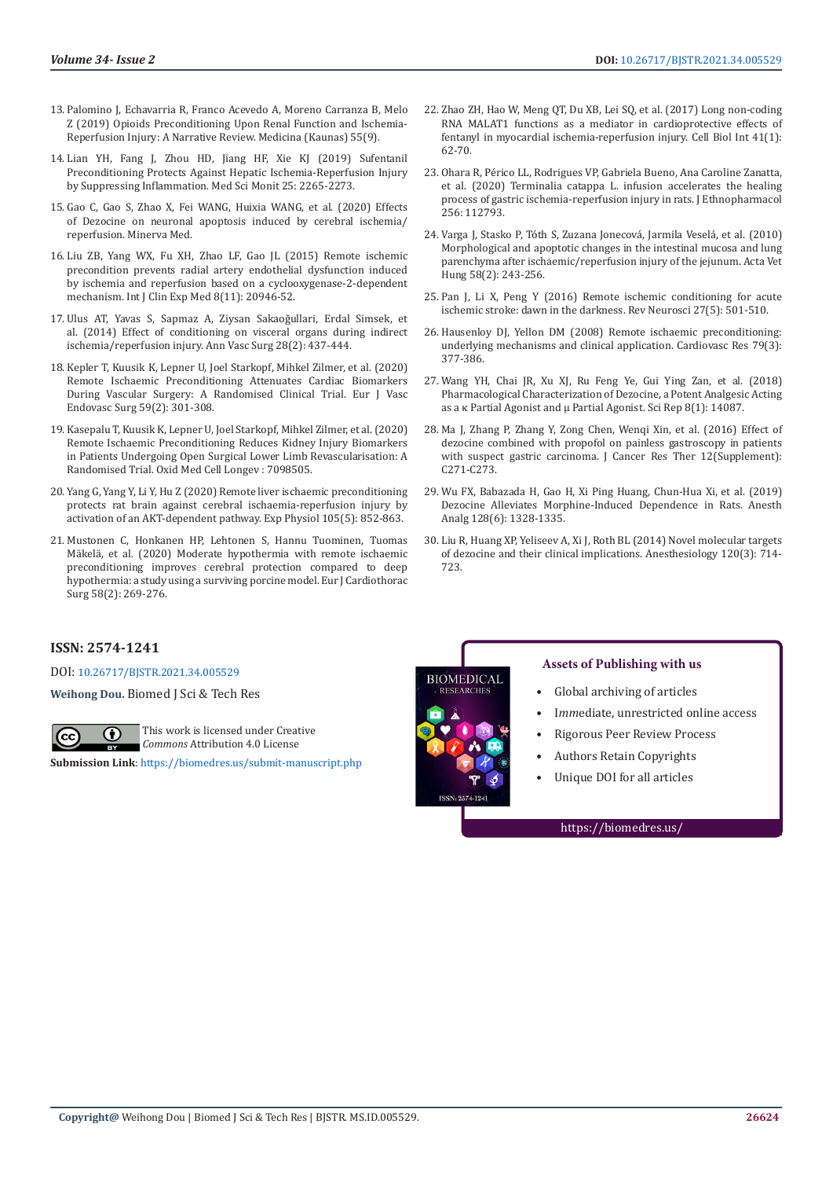13. Palomino J, Echavarria R, Franco Acevedo A, Moreno Carranza B, Melo Z (2019) Opioids Preconditioning Upon Renal Function and Ischemia-Reperfusion Injury: A Narrative Review. Medicina (Kaunas) 55(9).
14. Lian YH, Fang J, Zhou HD, Jiang HF, Xie KJ (2019) Sufentanil Preconditioning Protects Against Hepatic Ischemia-Reperfusion Injury by Suppressing Inflammation. Med Sci Monit 25: 2265-2273.
15. Gao C, Gao S, Zhao X, Fei WANG, Huixia WANG, et al. (2020) Effects of Dezocine on neuronal apoptosis induced by cerebral ischemia/reperfusion. Minerva Med.
16. Liu ZB, Yang WX, Fu XH, Zhao LF, Gao JL (2015) Remote ischemic precondition prevents radial artery endothelial dysfunction induced by ischemia and reperfusion based on a cyclooxygenase-2-dependent mechanism. Int J Clin Exp Med 8(11): 20946-52.
17. Ulus AT, Yavas S, Sapmaz A, Ziysan Sakaoğullari, Erdal Simsek, et al. (2014) Effect of conditioning on visceral organs during indirect ischemia/reperfusion injury. Ann Vasc Surg 28(2): 437-444.
18. Kepler T, Kuusik K, Lepner U, Joel Starkopf, Mihkel Zilmer, et al. (2020) Remote Ischaemic Preconditioning Attenuates Cardiac Biomarkers During Vascular Surgery: A Randomised Clinical Trial. Eur J Vasc Endovasc Surg 59(2): 301-308.
19. Kasepalu T, Kuusik K, Lepner U, Joel Starkopf, Mihkel Zilmer, et al. (2020) Remote Ischaemic Preconditioning Reduces Kidney Injury Biomarkers in Patients Undergoing Open Surgical Lower Limb Revascularisation: A Randomised Trial. Oxid Med Cell Longev : 7098505.
20. Yang G, Yang Y, Li Y, Hu Z (2020) Remote liver ischaemic preconditioning protects rat brain against cerebral ischaemia-reperfusion injury by activation of an AKT-dependent pathway. Exp Physiol 105(5): 852-863.
21. Mustonen C, Honkanen HP, Lehtonen S, Hannu Tuominen, Tuomas Mäkelä, et al. (2020) Moderate hypothermia with remote ischaemic preconditioning improves cerebral protection compared to deep hypothermia: a study using a surviving porcine model. Eur J Cardiothorac Surg 58(2): 269-276.
22. Zhao ZH, Hao W, Meng QT, Du XB, Lei SQ, et al. (2017) Long non-coding RNA MALAT1 functions as a mediator in cardioprotective effects of fentanyl in myocardial ischemia-reperfusion injury. Cell Biol Int 41(1): 62-70.
23. Ohara R, Périco LL, Rodrigues VP, Gabriela Bueno, Ana Caroline Zanatta, et al. (2020) Terminalia catappa L. infusion accelerates the healing process of gastric ischemia-reperfusion injury in rats. J Ethnopharmacol 256: 112793.
24. Varga J, Stasko P, Tóth S, Zuzana Jonecová, Jarmila Veselá, et al. (2010) Morphological and apoptotic changes in the intestinal mucosa and lung parenchyma after ischaemic/reperfusion injury of the jejunum. Acta Vet Hung 58(2): 243-256.
25. Pan J, Li X, Peng Y (2016) Remote ischemic conditioning for acute ischemic stroke: dawn in the darkness. Rev Neurosci 27(5): 501-510.
26. Hausenloy DJ, Yellon DM (2008) Remote ischaemic preconditioning: underlying mechanisms and clinical application. Cardiovasc Res 79(3): 377-386.
27. Wang YH, Chai JR, Xu XJ, Ru Feng Ye, Gui Ying Zan, et al. (2018) Pharmacological Characterization of Dezocine, a Potent Analgesic Acting as a κ Partial Agonist and μ Partial Agonist. Sci Rep 8(1): 14087.
28. Ma J, Zhang P, Zhang Y, Zong Chen, Wenqi Xin, et al. (2016) Effect of dezocine combined with propofol on painless gastroscopy in patients with suspect gastric carcinoma. J Cancer Res Ther 12(Supplement): C271-C273.
29. Wu FX, Babazada H, Gao H, Xi Ping Huang, Chun-Hua Xi, et al. (2019) Dezocine Alleviates Morphine-Induced Dependence in Rats. Anesth Analg 128(6): 1328-1335.
30. Liu R, Huang XP, Yeliseev A, Xi J, Roth BL (2014) Novel molecular targets of dezocine and their clinical implications. Anesthesiology 120(3): 714-723.

**ISSN: 2574-1241**

DOI: 10.26717/BJSTR.2021.34.005529

**Weihong Dou.** Biomed J Sci & Tech Res

This work is licensed under Creative *Commons* Attribution 4.0 License

**Submission Link**: https://biomedres.us/submit-manuscript.php

**Assets of Publishing with us**

- Global archiving of articles
- Immediate, unrestricted online access
- Rigorous Peer Review Process
- Authors Retain Copyrights
- Unique DOI for all articles

https://biomedres.us/